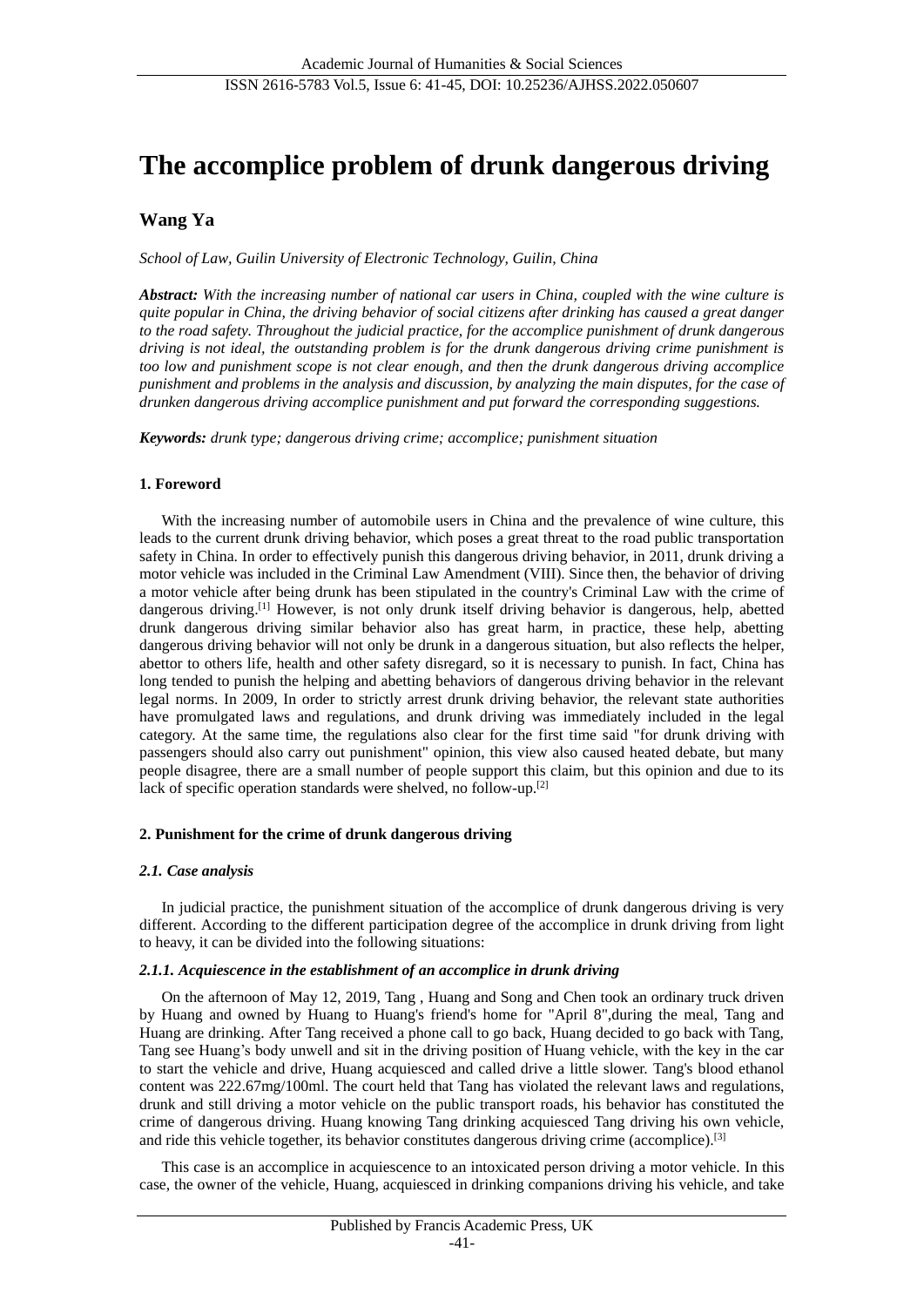# The accomplice problem of drunk dangerous driving

## Wang Ya

*School of Law, Guilin University of Electronic Technology, Guilin, China*

***Abstract:*** *With the increasing number of national car users in China, coupled with the wine culture is quite popular in China, the driving behavior of social citizens after drinking has caused a great danger to the road safety. Throughout the judicial practice, for the accomplice punishment of drunk dangerous driving is not ideal, the outstanding problem is for the drunk dangerous driving crime punishment is too low and punishment scope is not clear enough, and then the drunk dangerous driving accomplice punishment and problems in the analysis and discussion, by analyzing the main disputes, for the case of drunken dangerous driving accomplice punishment and put forward the corresponding suggestions.*

***Keywords:*** *drunk type; dangerous driving crime; accomplice; punishment situation*

### 1. Foreword

With the increasing number of automobile users in China and the prevalence of wine culture, this leads to the current drunk driving behavior, which poses a great threat to the road public transportation safety in China. In order to effectively punish this dangerous driving behavior, in 2011, drunk driving a motor vehicle was included in the Criminal Law Amendment (VIII). Since then, the behavior of driving a motor vehicle after being drunk has been stipulated in the country's Criminal Law with the crime of dangerous driving.[1] However, is not only drunk itself driving behavior is dangerous, help, abetted drunk dangerous driving similar behavior also has great harm, in practice, these help, abetting dangerous driving behavior will not only be drunk in a dangerous situation, but also reflects the helper, abettor to others life, health and other safety disregard, so it is necessary to punish. In fact, China has long tended to punish the helping and abetting behaviors of dangerous driving behavior in the relevant legal norms. In 2009, In order to strictly arrest drunk driving behavior, the relevant state authorities have promulgated laws and regulations, and drunk driving was immediately included in the legal category. At the same time, the regulations also clear for the first time said "for drunk driving with passengers should also carry out punishment" opinion, this view also caused heated debate, but many people disagree, there are a small number of people support this claim, but this opinion and due to its lack of specific operation standards were shelved, no follow-up.[2]

### 2. Punishment for the crime of drunk dangerous driving

#### *2.1. Case analysis*

In judicial practice, the punishment situation of the accomplice of drunk dangerous driving is very different. According to the different participation degree of the accomplice in drunk driving from light to heavy, it can be divided into the following situations:

##### *2.1.1. Acquiescence in the establishment of an accomplice in drunk driving*

On the afternoon of May 12, 2019, Tang , Huang and Song and Chen took an ordinary truck driven by Huang and owned by Huang to Huang's friend's home for "April 8",during the meal, Tang and Huang are drinking. After Tang received a phone call to go back, Huang decided to go back with Tang, Tang see Huang's body unwell and sit in the driving position of Huang vehicle, with the key in the car to start the vehicle and drive, Huang acquiesced and called drive a little slower. Tang's blood ethanol content was 222.67mg/100ml. The court held that Tang has violated the relevant laws and regulations, drunk and still driving a motor vehicle on the public transport roads, his behavior has constituted the crime of dangerous driving. Huang knowing Tang drinking acquiesced Tang driving his own vehicle, and ride this vehicle together, its behavior constitutes dangerous driving crime (accomplice).[3]

This case is an accomplice in acquiescence to an intoxicated person driving a motor vehicle. In this case, the owner of the vehicle, Huang, acquiesced in drinking companions driving his vehicle, and take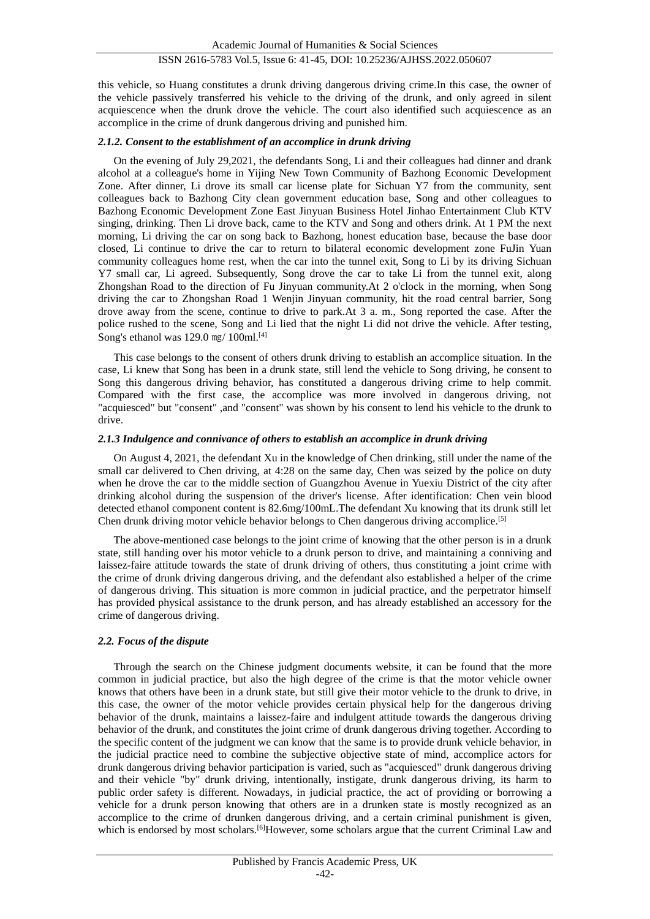this vehicle, so Huang constitutes a drunk driving dangerous driving crime.In this case, the owner of the vehicle passively transferred his vehicle to the driving of the drunk, and only agreed in silent acquiescence when the drunk drove the vehicle. The court also identified such acquiescence as an accomplice in the crime of drunk dangerous driving and punished him.

#### *2.1.2. Consent to the establishment of an accomplice in drunk driving*

On the evening of July 29,2021, the defendants Song, Li and their colleagues had dinner and drank alcohol at a colleague's home in Yijing New Town Community of Bazhong Economic Development Zone. After dinner, Li drove its small car license plate for Sichuan Y7 from the community, sent colleagues back to Bazhong City clean government education base, Song and other colleagues to Bazhong Economic Development Zone East Jinyuan Business Hotel Jinhao Entertainment Club KTV singing, drinking. Then Li drove back, came to the KTV and Song and others drink. At 1 PM the next morning, Li driving the car on song back to Bazhong, honest education base, because the base door closed, Li continue to drive the car to return to bilateral economic development zone FuJin Yuan community colleagues home rest, when the car into the tunnel exit, Song to Li by its driving Sichuan Y7 small car, Li agreed. Subsequently, Song drove the car to take Li from the tunnel exit, along Zhongshan Road to the direction of Fu Jinyuan community.At 2 o'clock in the morning, when Song driving the car to Zhongshan Road 1 Wenjin Jinyuan community, hit the road central barrier, Song drove away from the scene, continue to drive to park.At 3 a. m., Song reported the case. After the police rushed to the scene, Song and Li lied that the night Li did not drive the vehicle. After testing, Song's ethanol was 129.0 ㎎/ 100ml.[4]

This case belongs to the consent of others drunk driving to establish an accomplice situation. In the case, Li knew that Song has been in a drunk state, still lend the vehicle to Song driving, he consent to Song this dangerous driving behavior, has constituted a dangerous driving crime to help commit. Compared with the first case, the accomplice was more involved in dangerous driving, not "acquiesced" but "consent" ,and "consent" was shown by his consent to lend his vehicle to the drunk to drive.

#### *2.1.3 Indulgence and connivance of others to establish an accomplice in drunk driving*

On August 4, 2021, the defendant Xu in the knowledge of Chen drinking, still under the name of the small car delivered to Chen driving, at 4:28 on the same day, Chen was seized by the police on duty when he drove the car to the middle section of Guangzhou Avenue in Yuexiu District of the city after drinking alcohol during the suspension of the driver's license. After identification: Chen vein blood detected ethanol component content is 82.6mg/100mL.The defendant Xu knowing that its drunk still let Chen drunk driving motor vehicle behavior belongs to Chen dangerous driving accomplice.[5]

The above-mentioned case belongs to the joint crime of knowing that the other person is in a drunk state, still handing over his motor vehicle to a drunk person to drive, and maintaining a conniving and laissez-faire attitude towards the state of drunk driving of others, thus constituting a joint crime with the crime of drunk driving dangerous driving, and the defendant also established a helper of the crime of dangerous driving. This situation is more common in judicial practice, and the perpetrator himself has provided physical assistance to the drunk person, and has already established an accessory for the crime of dangerous driving.

### *2.2. Focus of the dispute*

Through the search on the Chinese judgment documents website, it can be found that the more common in judicial practice, but also the high degree of the crime is that the motor vehicle owner knows that others have been in a drunk state, but still give their motor vehicle to the drunk to drive, in this case, the owner of the motor vehicle provides certain physical help for the dangerous driving behavior of the drunk, maintains a laissez-faire and indulgent attitude towards the dangerous driving behavior of the drunk, and constitutes the joint crime of drunk dangerous driving together. According to the specific content of the judgment we can know that the same is to provide drunk vehicle behavior, in the judicial practice need to combine the subjective objective state of mind, accomplice actors for drunk dangerous driving behavior participation is varied, such as "acquiesced" drunk dangerous driving and their vehicle "by" drunk driving, intentionally, instigate, drunk dangerous driving, its harm to public order safety is different. Nowadays, in judicial practice, the act of providing or borrowing a vehicle for a drunk person knowing that others are in a drunken state is mostly recognized as an accomplice to the crime of drunken dangerous driving, and a certain criminal punishment is given, which is endorsed by most scholars.[6]However, some scholars argue that the current Criminal Law and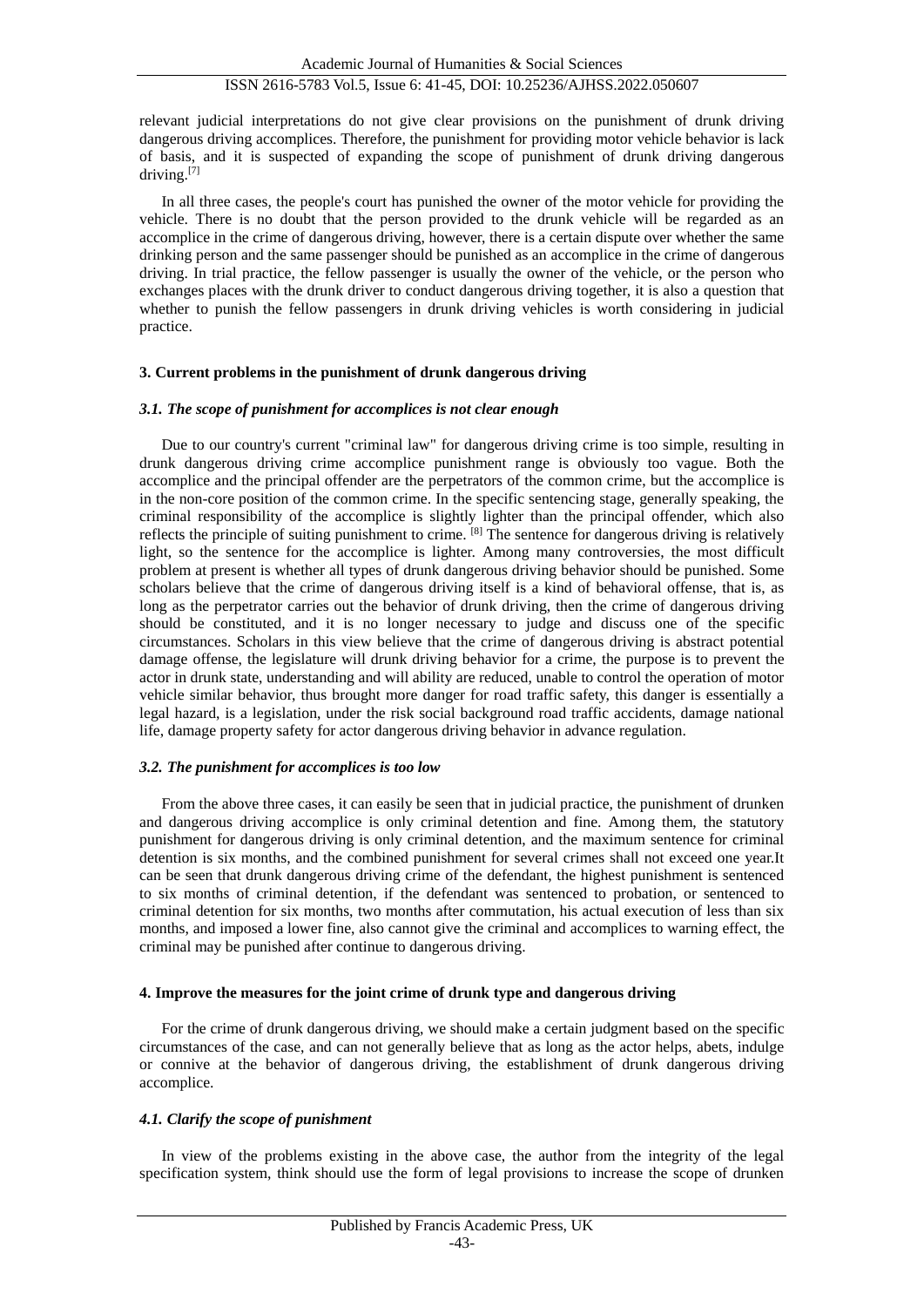relevant judicial interpretations do not give clear provisions on the punishment of drunk driving dangerous driving accomplices. Therefore, the punishment for providing motor vehicle behavior is lack of basis, and it is suspected of expanding the scope of punishment of drunk driving dangerous driving.[7]

In all three cases, the people's court has punished the owner of the motor vehicle for providing the vehicle. There is no doubt that the person provided to the drunk vehicle will be regarded as an accomplice in the crime of dangerous driving, however, there is a certain dispute over whether the same drinking person and the same passenger should be punished as an accomplice in the crime of dangerous driving. In trial practice, the fellow passenger is usually the owner of the vehicle, or the person who exchanges places with the drunk driver to conduct dangerous driving together, it is also a question that whether to punish the fellow passengers in drunk driving vehicles is worth considering in judicial practice.

## 3. Current problems in the punishment of drunk dangerous driving

### *3.1. The scope of punishment for accomplices is not clear enough*

Due to our country's current "criminal law" for dangerous driving crime is too simple, resulting in drunk dangerous driving crime accomplice punishment range is obviously too vague. Both the accomplice and the principal offender are the perpetrators of the common crime, but the accomplice is in the non-core position of the common crime. In the specific sentencing stage, generally speaking, the criminal responsibility of the accomplice is slightly lighter than the principal offender, which also reflects the principle of suiting punishment to crime. [8] The sentence for dangerous driving is relatively light, so the sentence for the accomplice is lighter. Among many controversies, the most difficult problem at present is whether all types of drunk dangerous driving behavior should be punished. Some scholars believe that the crime of dangerous driving itself is a kind of behavioral offense, that is, as long as the perpetrator carries out the behavior of drunk driving, then the crime of dangerous driving should be constituted, and it is no longer necessary to judge and discuss one of the specific circumstances. Scholars in this view believe that the crime of dangerous driving is abstract potential damage offense, the legislature will drunk driving behavior for a crime, the purpose is to prevent the actor in drunk state, understanding and will ability are reduced, unable to control the operation of motor vehicle similar behavior, thus brought more danger for road traffic safety, this danger is essentially a legal hazard, is a legislation, under the risk social background road traffic accidents, damage national life, damage property safety for actor dangerous driving behavior in advance regulation.

### *3.2. The punishment for accomplices is too low*

From the above three cases, it can easily be seen that in judicial practice, the punishment of drunken and dangerous driving accomplice is only criminal detention and fine. Among them, the statutory punishment for dangerous driving is only criminal detention, and the maximum sentence for criminal detention is six months, and the combined punishment for several crimes shall not exceed one year.It can be seen that drunk dangerous driving crime of the defendant, the highest punishment is sentenced to six months of criminal detention, if the defendant was sentenced to probation, or sentenced to criminal detention for six months, two months after commutation, his actual execution of less than six months, and imposed a lower fine, also cannot give the criminal and accomplices to warning effect, the criminal may be punished after continue to dangerous driving.

## 4. Improve the measures for the joint crime of drunk type and dangerous driving

For the crime of drunk dangerous driving, we should make a certain judgment based on the specific circumstances of the case, and can not generally believe that as long as the actor helps, abets, indulge or connive at the behavior of dangerous driving, the establishment of drunk dangerous driving accomplice.

### *4.1. Clarify the scope of punishment*

In view of the problems existing in the above case, the author from the integrity of the legal specification system, think should use the form of legal provisions to increase the scope of drunken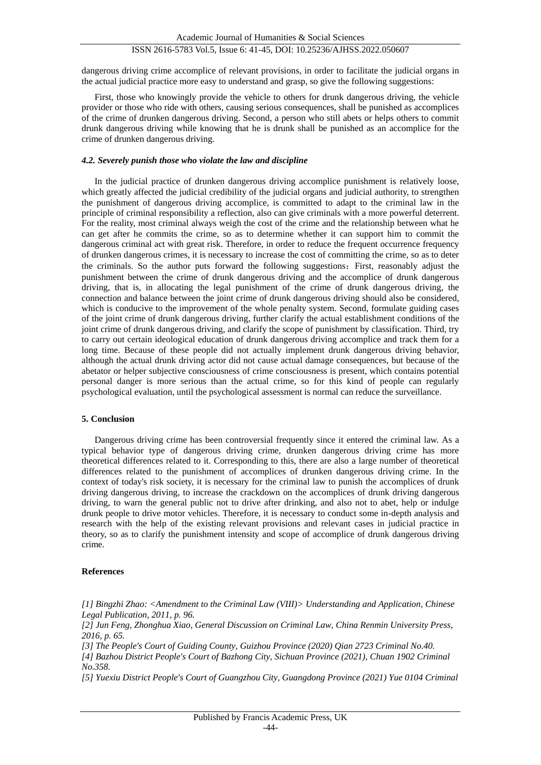dangerous driving crime accomplice of relevant provisions, in order to facilitate the judicial organs in the actual judicial practice more easy to understand and grasp, so give the following suggestions:

First, those who knowingly provide the vehicle to others for drunk dangerous driving, the vehicle provider or those who ride with others, causing serious consequences, shall be punished as accomplices of the crime of drunken dangerous driving. Second, a person who still abets or helps others to commit drunk dangerous driving while knowing that he is drunk shall be punished as an accomplice for the crime of drunken dangerous driving.

#### *4.2. Severely punish those who violate the law and discipline*

In the judicial practice of drunken dangerous driving accomplice punishment is relatively loose, which greatly affected the judicial credibility of the judicial organs and judicial authority, to strengthen the punishment of dangerous driving accomplice, is committed to adapt to the criminal law in the principle of criminal responsibility a reflection, also can give criminals with a more powerful deterrent. For the reality, most criminal always weigh the cost of the crime and the relationship between what he can get after he commits the crime, so as to determine whether it can support him to commit the dangerous criminal act with great risk. Therefore, in order to reduce the frequent occurrence frequency of drunken dangerous crimes, it is necessary to increase the cost of committing the crime, so as to deter the criminals. So the author puts forward the following suggestions：First, reasonably adjust the punishment between the crime of drunk dangerous driving and the accomplice of drunk dangerous driving, that is, in allocating the legal punishment of the crime of drunk dangerous driving, the connection and balance between the joint crime of drunk dangerous driving should also be considered, which is conducive to the improvement of the whole penalty system. Second, formulate guiding cases of the joint crime of drunk dangerous driving, further clarify the actual establishment conditions of the joint crime of drunk dangerous driving, and clarify the scope of punishment by classification. Third, try to carry out certain ideological education of drunk dangerous driving accomplice and track them for a long time. Because of these people did not actually implement drunk dangerous driving behavior, although the actual drunk driving actor did not cause actual damage consequences, but because of the abetator or helper subjective consciousness of crime consciousness is present, which contains potential personal danger is more serious than the actual crime, so for this kind of people can regularly psychological evaluation, until the psychological assessment is normal can reduce the surveillance.

## 5. Conclusion

Dangerous driving crime has been controversial frequently since it entered the criminal law. As a typical behavior type of dangerous driving crime, drunken dangerous driving crime has more theoretical differences related to it. Corresponding to this, there are also a large number of theoretical differences related to the punishment of accomplices of drunken dangerous driving crime. In the context of today's risk society, it is necessary for the criminal law to punish the accomplices of drunk driving dangerous driving, to increase the crackdown on the accomplices of drunk driving dangerous driving, to warn the general public not to drive after drinking, and also not to abet, help or indulge drunk people to drive motor vehicles. Therefore, it is necessary to conduct some in-depth analysis and research with the help of the existing relevant provisions and relevant cases in judicial practice in theory, so as to clarify the punishment intensity and scope of accomplice of drunk dangerous driving crime.

## References

*[1] Bingzhi Zhao: <Amendment to the Criminal Law (VIII)> Understanding and Application, Chinese Legal Publication, 2011, p. 96.*

*[2] Jun Feng, Zhonghua Xiao, General Discussion on Criminal Law, China Renmin University Press, 2016, p. 65.*

*[3] The People's Court of Guiding County, Guizhou Province (2020) Qian 2723 Criminal No.40.*

*[4] Bazhou District People's Court of Bazhong City, Sichuan Province (2021), Chuan 1902 Criminal No.358.*

*[5] Yuexiu District People's Court of Guangzhou City, Guangdong Province (2021) Yue 0104 Criminal*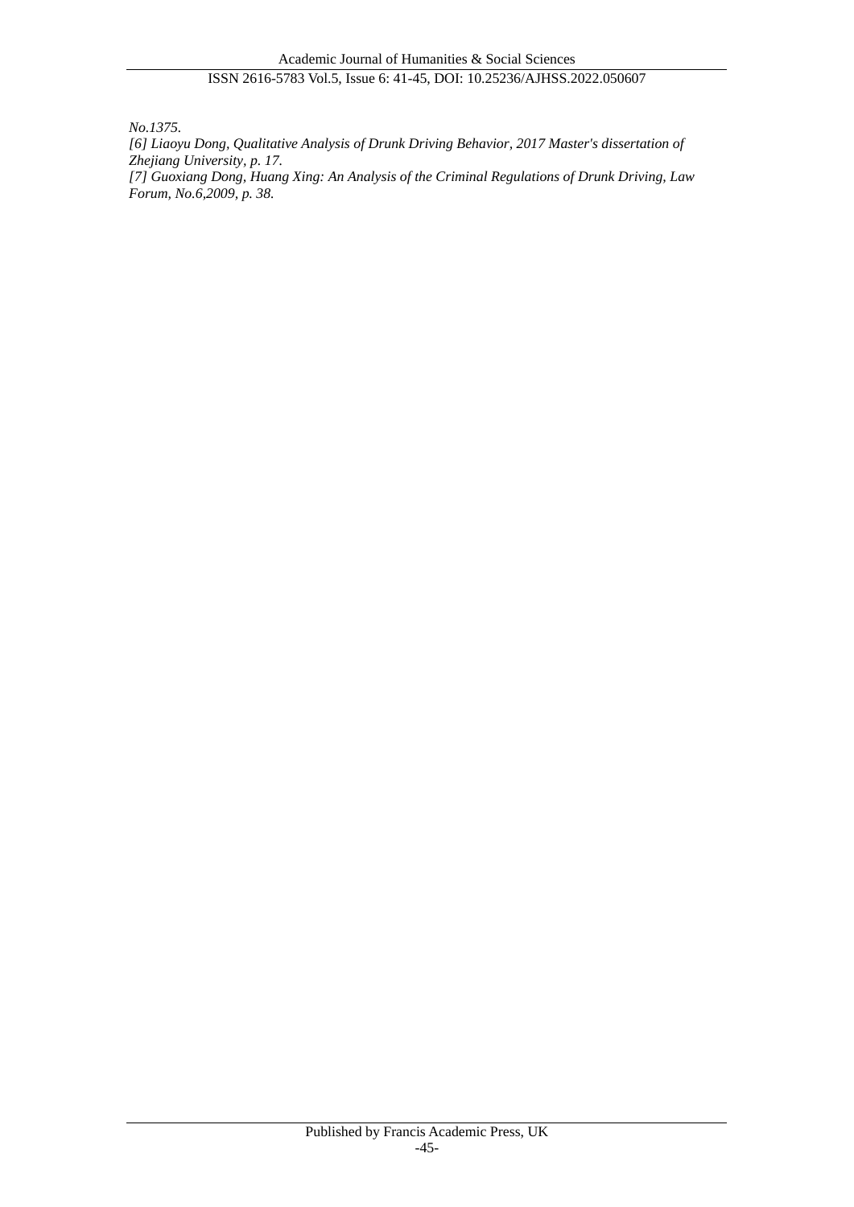*No.1375.*

*[6] Liaoyu Dong, Qualitative Analysis of Drunk Driving Behavior, 2017 Master's dissertation of Zhejiang University, p. 17.*

*[7] Guoxiang Dong, Huang Xing: An Analysis of the Criminal Regulations of Drunk Driving, Law Forum, No.6,2009, p. 38.*